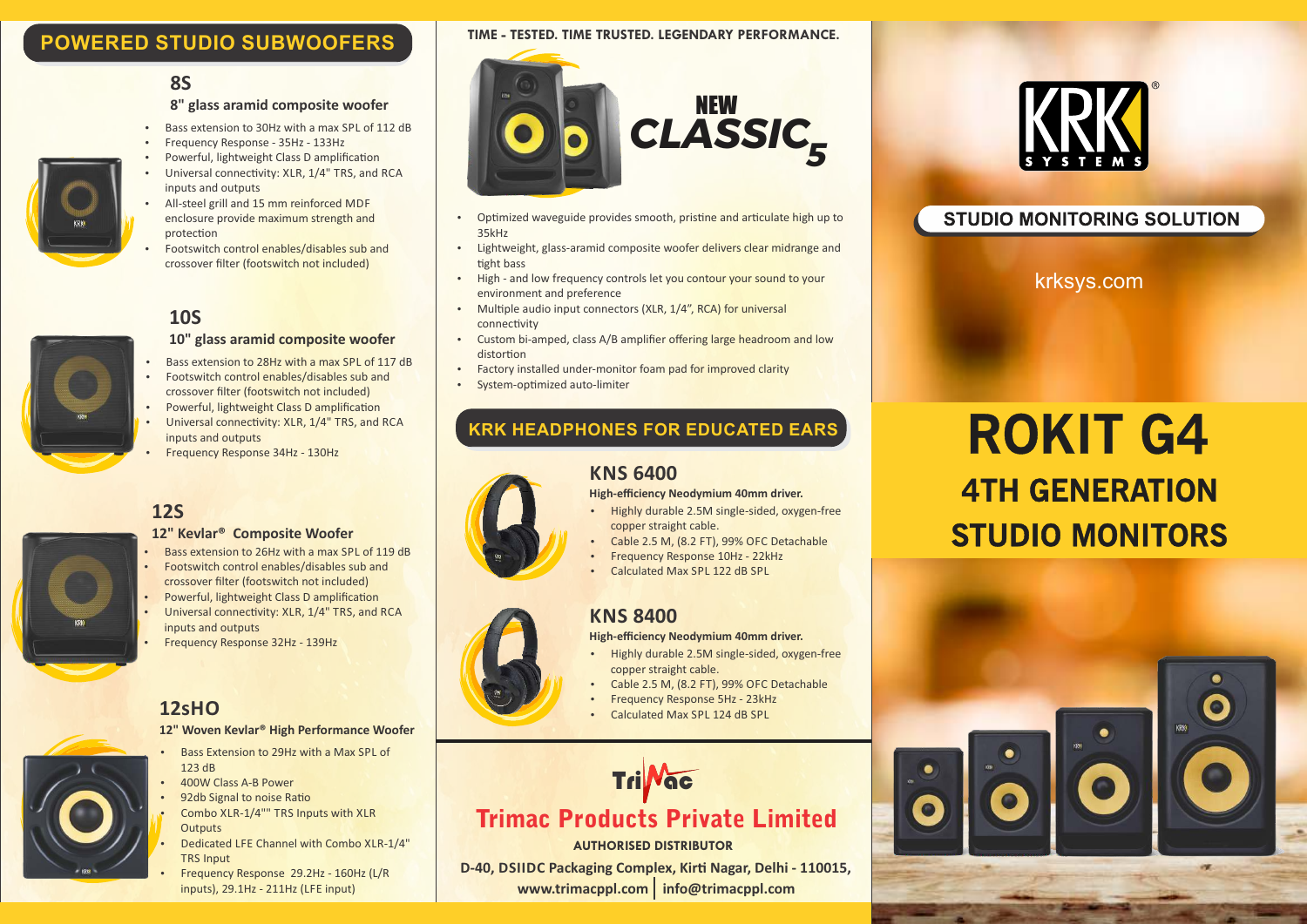## POWERED STUDIO SUBWOOFERS

### 8S

**8" glass aramid composite woofer**

- Bass extension to 30Hz with a max SPL of 112 dB
- Frequency Response - 35Hz - 133Hz
- Powerful, lightweight Class D amplification
- Universal connectivity: XLR, 1/4" TRS, and RCA inputs and outputs
- All-steel grill and 15 mm reinforced MDF enclosure provide maximum strength and protection
- Footswitch control enables/disables sub and crossover filter (footswitch not included)

### 10S

**10" glass aramid composite woofer**

- Bass extension to 28Hz with a max SPL of 117 dB
- Footswitch control enables/disables sub and crossover filter (footswitch not included)
- Powerful, lightweight Class D amplification
- Universal connectivity: XLR, 1/4" TRS, and RCA inputs and outputs
- Frequency Response 34Hz - 130Hz

### 12S

**12" Kevlar® Composite Woofer**

- Bass extension to 26Hz with a max SPL of 119 dB
- Footswitch control enables/disables sub and crossover filter (footswitch not included)
- Powerful, lightweight Class D amplification
- Universal connectivity: XLR, 1/4" TRS, and RCA inputs and outputs
- Frequency Response 32Hz - 139Hz

### 12sHO

**12" Woven Kevlar® High Performance Woofer**

- Bass Extension to 29Hz with a Max SPL of 123 dB
- 400W Class A-B Power
- 92db Signal to noise Ratio
- Combo XLR-1/4"" TRS Inputs with XLR Outputs
- Dedicated LFE Channel with Combo XLR-1/4" TRS Input
- Frequency Response 29.2Hz - 160Hz (L/R inputs), 29.1Hz - 211Hz (LFE input)

**TIME - TESTED. TIME TRUSTED. LEGENDARY PERFORMANCE.**

## NEW CLASSIC 5

- Optimized waveguide provides smooth, pristine and articulate high up to 35kHz
- Lightweight, glass-aramid composite woofer delivers clear midrange and tight bass
- High - and low frequency controls let you contour your sound to your environment and preference
- Multiple audio input connectors (XLR, 1/4", RCA) for universal connectivity
- Custom bi-amped, class A/B amplifier offering large headroom and low distortion
- Factory installed under-monitor foam pad for improved clarity
- System-optimized auto-limiter

## KRK HEADPHONES FOR EDUCATED EARS

### KNS 6400

**High-efficiency Neodymium 40mm driver.**

- Highly durable 2.5M single-sided, oxygen-free copper straight cable.
- Cable 2.5 M, (8.2 FT), 99% OFC Detachable
- Frequency Response 10Hz - 22kHz
- Calculated Max SPL 122 dB SPL

### KNS 8400

**High-efficiency Neodymium 40mm driver.**

- Highly durable 2.5M single-sided, oxygen-free copper straight cable.
- Cable 2.5 M, (8.2 FT), 99% OFC Detachable
- Frequency Response 5Hz - 23kHz
- Calculated Max SPL 124 dB SPL

TriMac

**Trimac Products Private Limited**

**AUTHORISED DISTRIBUTOR**

**D-40, DSIIDC Packaging Complex, Kirti Nagar, Delhi - 110015,**
**www.trimacppl.com | info@trimacppl.com**

KRK SYSTEMS®

**STUDIO MONITORING SOLUTION**

krksys.com

# ROKIT G4

## 4TH GENERATION STUDIO MONITORS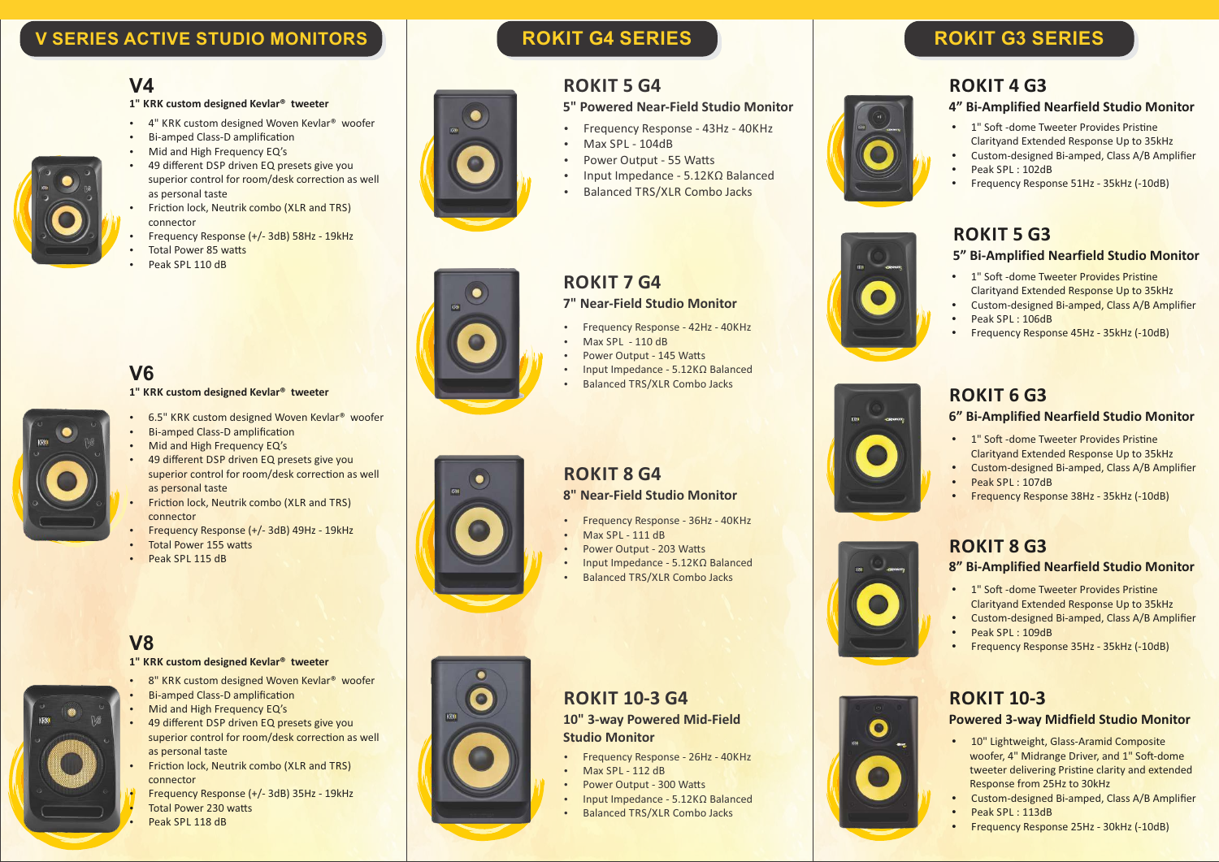## V SERIES ACTIVE STUDIO MONITORS

### V4

**1" KRK custom designed Kevlar® tweeter**

- 4" KRK custom designed Woven Kevlar® woofer
- Bi-amped Class-D amplification
- Mid and High Frequency EQ's
- 49 different DSP driven EQ presets give you superior control for room/desk correction as well as personal taste
- Friction lock, Neutrik combo (XLR and TRS) connector
- Frequency Response (+/- 3dB) 58Hz - 19kHz
- Total Power 85 watts
- Peak SPL 110 dB

### V6

**1" KRK custom designed Kevlar® tweeter**

- 6.5" KRK custom designed Woven Kevlar® woofer
- Bi-amped Class-D amplification
- Mid and High Frequency EQ's
- 49 different DSP driven EQ presets give you superior control for room/desk correction as well as personal taste
- Friction lock, Neutrik combo (XLR and TRS) connector
- Frequency Response (+/- 3dB) 49Hz - 19kHz
- Total Power 155 watts
- Peak SPL 115 dB

### V8

**1" KRK custom designed Kevlar® tweeter**

- 8" KRK custom designed Woven Kevlar® woofer
- Bi-amped Class-D amplification
- Mid and High Frequency EQ's
- 49 different DSP driven EQ presets give you superior control for room/desk correction as well as personal taste
- Friction lock, Neutrik combo (XLR and TRS) connector
- Frequency Response (+/- 3dB) 35Hz - 19kHz
- Total Power 230 watts
- Peak SPL 118 dB

## ROKIT G4 SERIES

### ROKIT 5 G4

**5" Powered Near-Field Studio Monitor**

- Frequency Response - 43Hz - 40KHz
- Max SPL - 104dB
- Power Output - 55 Watts
- Input Impedance - 5.12KΩ Balanced
- Balanced TRS/XLR Combo Jacks

### ROKIT 7 G4

**7" Near-Field Studio Monitor**

- Frequency Response - 42Hz - 40KHz
- Max SPL - 110 dB
- Power Output - 145 Watts
- Input Impedance - 5.12KΩ Balanced
- Balanced TRS/XLR Combo Jacks

### ROKIT 8 G4

**8" Near-Field Studio Monitor**

- Frequency Response - 36Hz - 40KHz
- Max SPL - 111 dB
- Power Output - 203 Watts
- Input Impedance - 5.12KΩ Balanced
- Balanced TRS/XLR Combo Jacks

### ROKIT 10-3 G4

**10" 3-way Powered Mid-Field Studio Monitor**

- Frequency Response - 26Hz - 40KHz
- Max SPL - 112 dB
- Power Output - 300 Watts
- Input Impedance - 5.12KΩ Balanced
- Balanced TRS/XLR Combo Jacks

## ROKIT G3 SERIES

### ROKIT 4 G3

**4" Bi-Amplified Nearfield Studio Monitor**

- 1" Soft -dome Tweeter Provides Pristine Clarityand Extended Response Up to 35kHz
- Custom-designed Bi-amped, Class A/B Amplifier
- Peak SPL : 102dB
- Frequency Response 51Hz - 35kHz (-10dB)

### ROKIT 5 G3

**5" Bi-Amplified Nearfield Studio Monitor**

- 1" Soft -dome Tweeter Provides Pristine Clarityand Extended Response Up to 35kHz
- Custom-designed Bi-amped, Class A/B Amplifier
- Peak SPL : 106dB
- Frequency Response 45Hz - 35kHz (-10dB)

### ROKIT 6 G3

**6" Bi-Amplified Nearfield Studio Monitor**

- 1" Soft -dome Tweeter Provides Pristine Clarityand Extended Response Up to 35kHz
- Custom-designed Bi-amped, Class A/B Amplifier
- Peak SPL : 107dB
- Frequency Response 38Hz - 35kHz (-10dB)

### ROKIT 8 G3

**8" Bi-Amplified Nearfield Studio Monitor**

- 1" Soft -dome Tweeter Provides Pristine Clarityand Extended Response Up to 35kHz
- Custom-designed Bi-amped, Class A/B Amplifier
- Peak SPL : 109dB
- Frequency Response 35Hz - 35kHz (-10dB)

### ROKIT 10-3

**Powered 3-way Midfield Studio Monitor**

- 10" Lightweight, Glass-Aramid Composite woofer, 4" Midrange Driver, and 1" Soft-dome tweeter delivering Pristine clarity and extended Response from 25Hz to 30kHz
- Custom-designed Bi-amped, Class A/B Amplifier
- Peak SPL : 113dB
- Frequency Response 25Hz - 30kHz (-10dB)